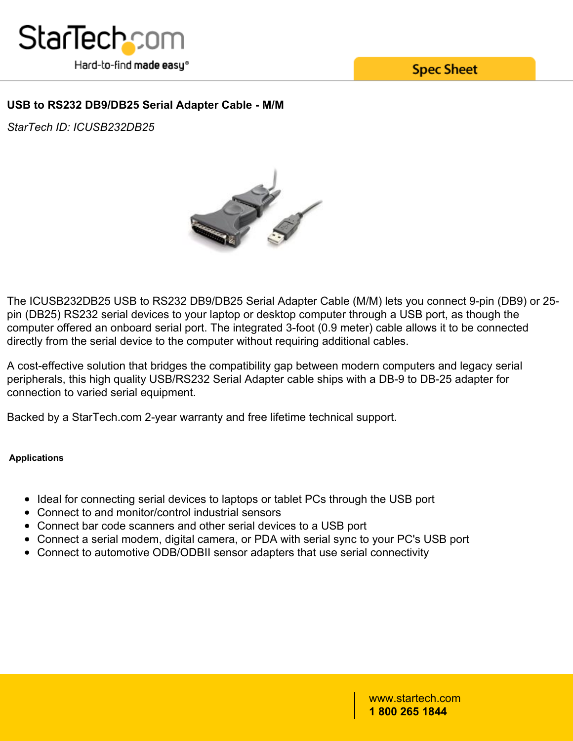# USB to RS232 DB9/DB25 Serial Adapter Cable - M/M

*StarTech ID: ICUSB232DB25*

The ICUSB232DB25 USB to RS232 DB9/DB25 Serial Adapter Cable (M/M) lets you connect 9-pin (DB9) or 25-pin (DB25) RS232 serial devices to your laptop or desktop computer through a USB port, as though the computer offered an onboard serial port. The integrated 3-foot (0.9 meter) cable allows it to be connected directly from the serial device to the computer without requiring additional cables.

A cost-effective solution that bridges the compatibility gap between modern computers and legacy serial peripherals, this high quality USB/RS232 Serial Adapter cable ships with a DB-9 to DB-25 adapter for connection to varied serial equipment.

Backed by a StarTech.com 2-year warranty and free lifetime technical support.

#### Applications

- Ideal for connecting serial devices to laptops or tablet PCs through the USB port
- Connect to and monitor/control industrial sensors
- Connect bar code scanners and other serial devices to a USB port
- Connect a serial modem, digital camera, or PDA with serial sync to your PC's USB port
- Connect to automotive ODB/ODBII sensor adapters that use serial connectivity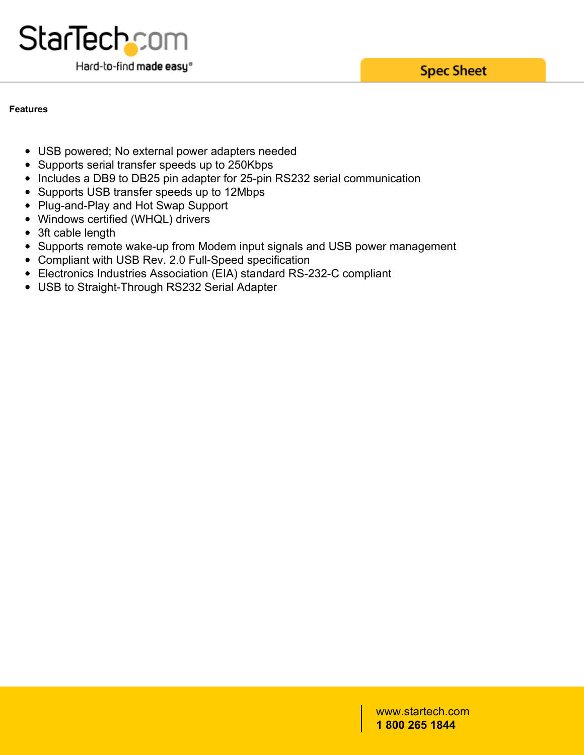## Features

- USB powered; No external power adapters needed
- Supports serial transfer speeds up to 250Kbps
- Includes a DB9 to DB25 pin adapter for 25-pin RS232 serial communication
- Supports USB transfer speeds up to 12Mbps
- Plug-and-Play and Hot Swap Support
- Windows certified (WHQL) drivers
- 3ft cable length
- Supports remote wake-up from Modem input signals and USB power management
- Compliant with USB Rev. 2.0 Full-Speed specification
- Electronics Industries Association (EIA) standard RS-232-C compliant
- USB to Straight-Through RS232 Serial Adapter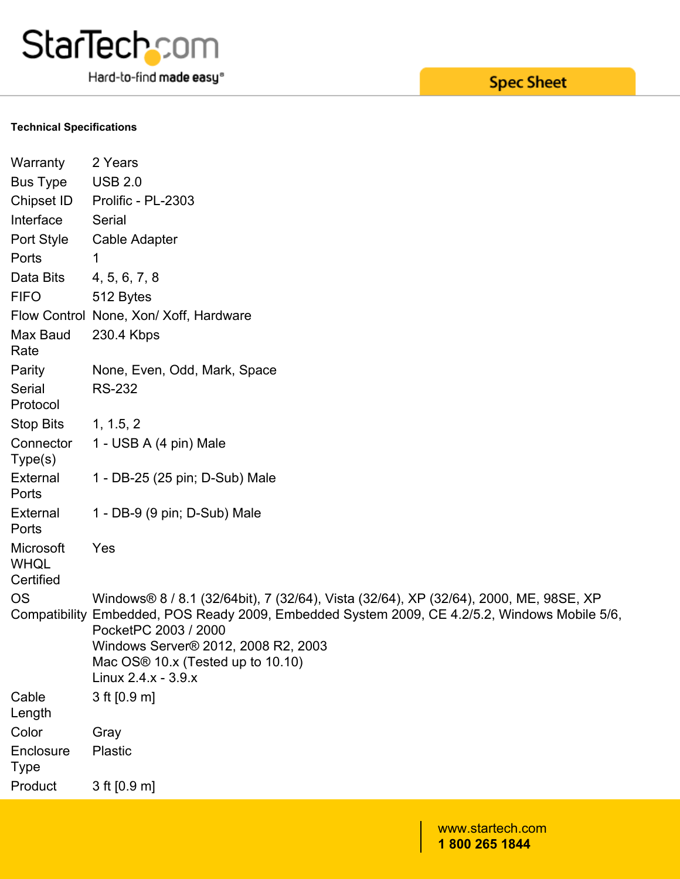## Technical Specifications

| | |
|---|---|
| Warranty | 2 Years |
| Bus Type | USB 2.0 |
| Chipset ID | Prolific - PL-2303 |
| Interface | Serial |
| Port Style | Cable Adapter |
| Ports | 1 |
| Data Bits | 4, 5, 6, 7, 8 |
| FIFO | 512 Bytes |
| Flow Control | None, Xon/ Xoff, Hardware |
| Max Baud Rate | 230.4 Kbps |
| Parity | None, Even, Odd, Mark, Space |
| Serial Protocol | RS-232 |
| Stop Bits | 1, 1.5, 2 |
| Connector Type(s) | 1 - USB A (4 pin) Male |
| External Ports | 1 - DB-25 (25 pin; D-Sub) Male |
| External Ports | 1 - DB-9 (9 pin; D-Sub) Male |
| Microsoft WHQL Certified | Yes |
| OS Compatibility | Windows® 8 / 8.1 (32/64bit), 7 (32/64), Vista (32/64), XP (32/64), 2000, ME, 98SE, XP Embedded, POS Ready 2009, Embedded System 2009, CE 4.2/5.2, Windows Mobile 5/6, PocketPC 2003 / 2000<br>Windows Server® 2012, 2008 R2, 2003<br>Mac OS® 10.x (Tested up to 10.10)<br>Linux 2.4.x - 3.9.x |
| Cable Length | 3 ft [0.9 m] |
| Color | Gray |
| Enclosure Type | Plastic |
| Product | 3 ft [0.9 m] |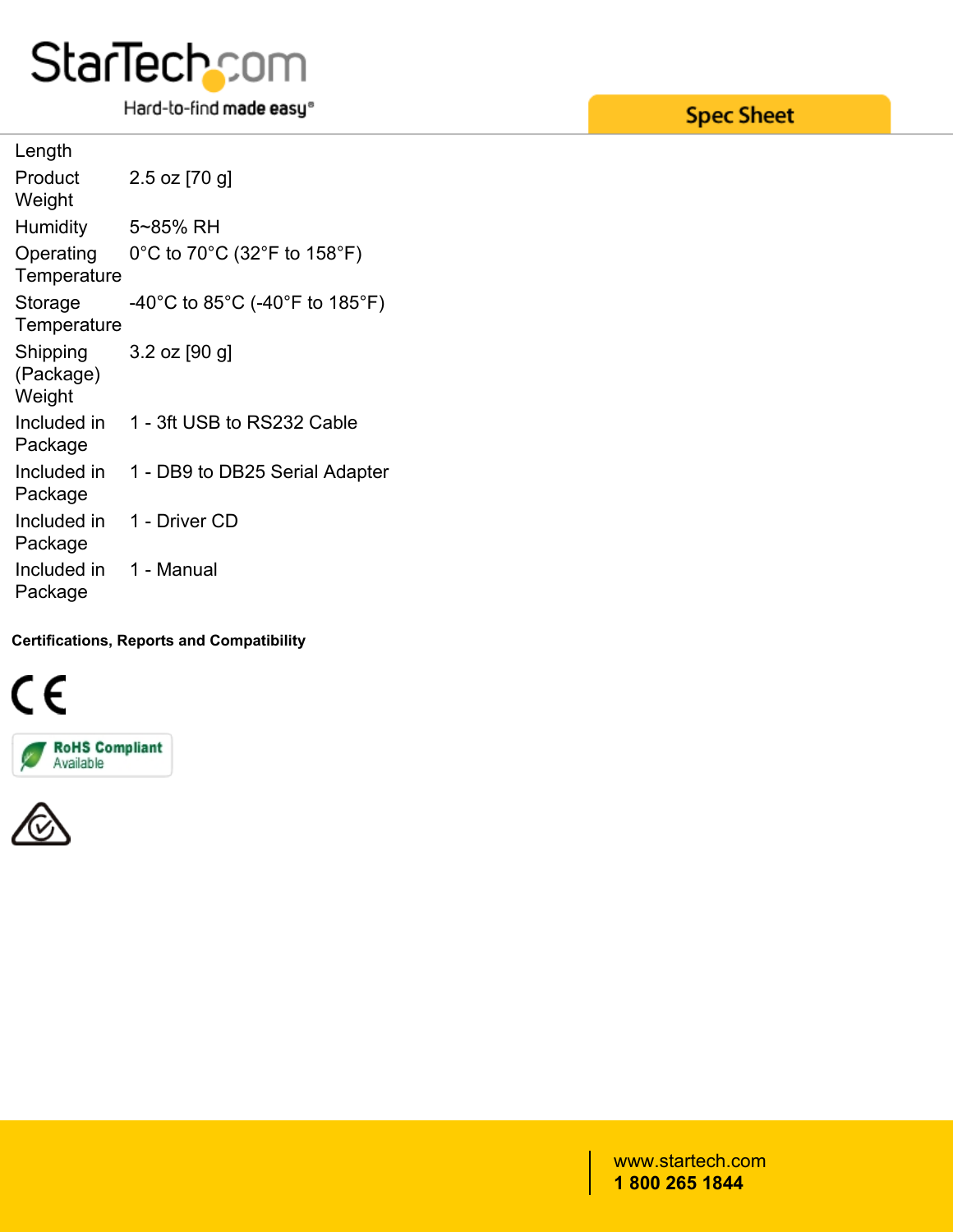| | |
|---|---|
| Length | |
| Product Weight | 2.5 oz [70 g] |
| Humidity | 5~85% RH |
| Operating Temperature | 0°C to 70°C (32°F to 158°F) |
| Storage Temperature | -40°C to 85°C (-40°F to 185°F) |
| Shipping (Package) Weight | 3.2 oz [90 g] |
| Included in Package | 1 - 3ft USB to RS232 Cable |
| Included in Package | 1 - DB9 to DB25 Serial Adapter |
| Included in Package | 1 - Driver CD |
| Included in Package | 1 - Manual |

**Certifications, Reports and Compatibility**

CE

RoHS Compliant
Available